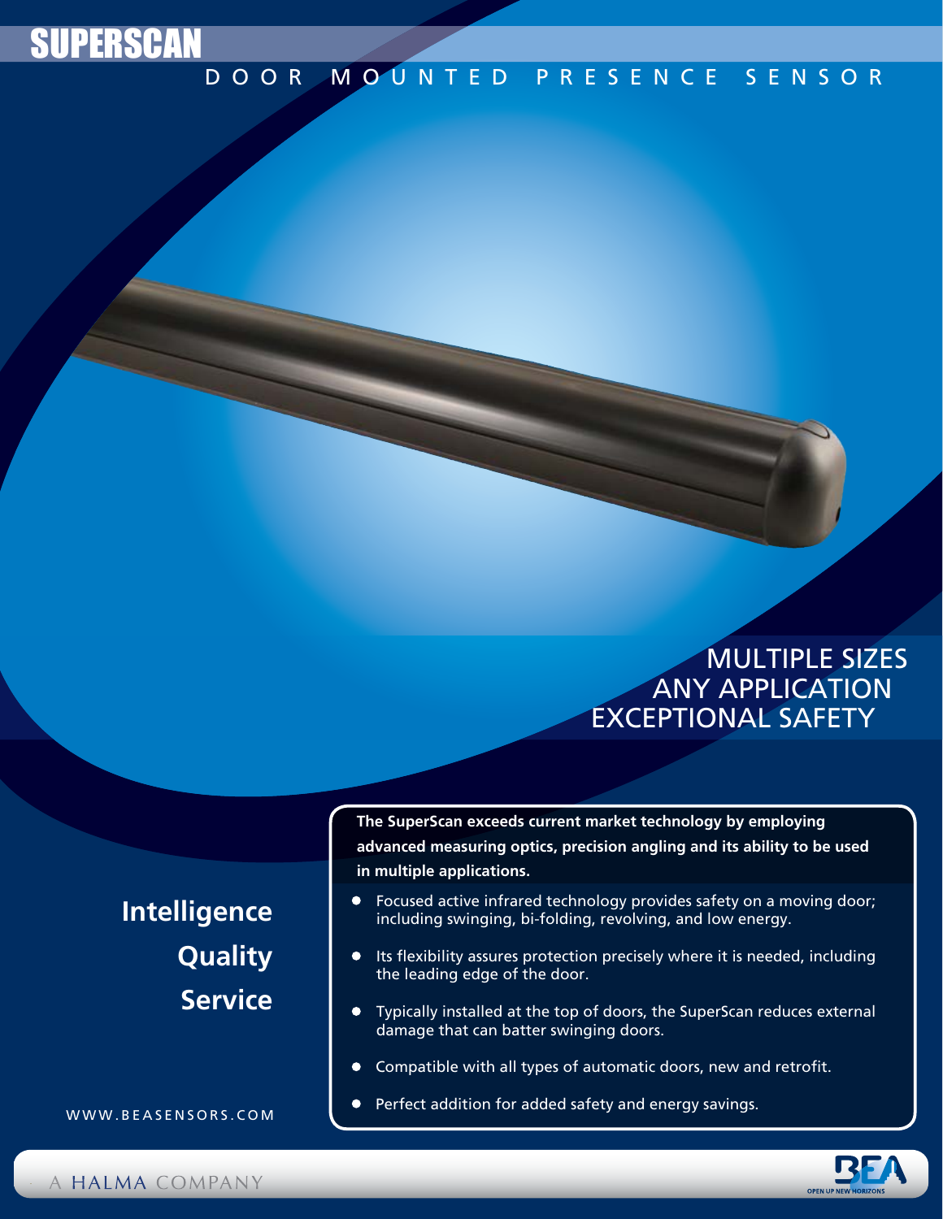# SUPERSCAN

DOOR MOUNTED PRESENCE SENSOR

MULTIPLE SIZES
ANY APPLICATION
EXCEPTIONAL SAFETY

**Intelligence**
**Quality**
**Service**

WWW.BEASENSORS.COM

**The SuperScan exceeds current market technology by employing advanced measuring optics, precision angling and its ability to be used in multiple applications.**

- Focused active infrared technology provides safety on a moving door; including swinging, bi-folding, revolving, and low energy.
- Its flexibility assures protection precisely where it is needed, including the leading edge of the door.
- Typically installed at the top of doors, the SuperScan reduces external damage that can batter swinging doors.
- Compatible with all types of automatic doors, new and retrofit.
- Perfect addition for added safety and energy savings.

A HALMA COMPANY

BEA OPEN UP NEW HORIZONS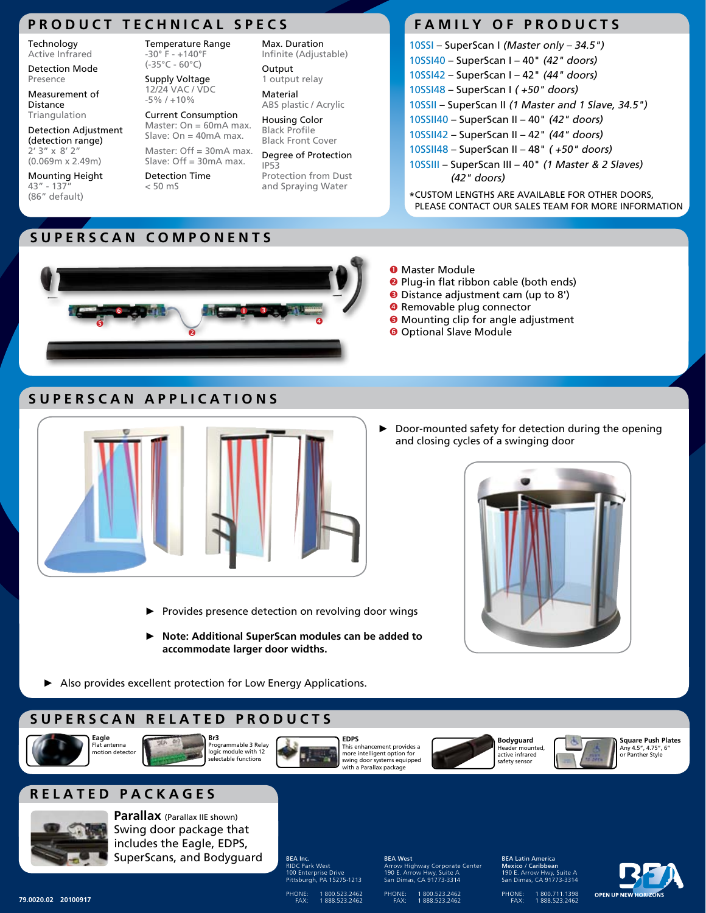## PRODUCT TECHNICAL SPECS

**Technology**
Active Infrared

**Detection Mode**
Presence

**Measurement of Distance**
Triangulation

**Detection Adjustment (detection range)**
2' 3" x 8' 2"
(0.069m x 2.49m)

**Mounting Height**
43" - 137"
(86" default)

**Temperature Range**
-30° F - +140°F
(-35°C - 60°C)

**Supply Voltage**
12/24 VAC / VDC
-5% / +10%

**Current Consumption**
Master: On = 60mA max.
Slave: On = 40mA max.

Master: Off = 30mA max.
Slave: Off = 30mA max.

**Detection Time**
< 50 mS

**Max. Duration**
Infinite (Adjustable)

**Output**
1 output relay

**Material**
ABS plastic / Acrylic

**Housing Color**
Black Profile
Black Front Cover

**Degree of Protection**
IP53
Protection from Dust and Spraying Water

## FAMILY OF PRODUCTS

- 10SSI – SuperScan I *(Master only – 34.5")*
- 10SSI40 – SuperScan I – 40" *(42" doors)*
- 10SSI42 – SuperScan I – 42" *(44" doors)*
- 10SSI48 – SuperScan I *( +50" doors)*
- 10SSII – SuperScan II *(1 Master and 1 Slave, 34.5")*
- 10SSII40 – SuperScan II – 40" *(42" doors)*
- 10SSII42 – SuperScan II – 42" *(44" doors)*
- 10SSII48 – SuperScan II – 48" *( +50" doors)*
- 10SSIII – SuperScan III – 40" *(1 Master & 2 Slaves) (42" doors)*

*CUSTOM LENGTHS ARE AVAILABLE FOR OTHER DOORS, PLEASE CONTACT OUR SALES TEAM FOR MORE INFORMATION

## SUPERSCAN COMPONENTS

1. Master Module
2. Plug-in flat ribbon cable (both ends)
3. Distance adjustment cam (up to 8')
4. Removable plug connector
5. Mounting clip for angle adjustment
6. Optional Slave Module

## SUPERSCAN APPLICATIONS

- Door-mounted safety for detection during the opening and closing cycles of a swinging door
- Provides presence detection on revolving door wings
- **Note: Additional SuperScan modules can be added to accommodate larger door widths.**
- Also provides excellent protection for Low Energy Applications.

## SUPERSCAN RELATED PRODUCTS

**Eagle**
Flat antenna motion detector

**Br3**
Programmable 3 Relay logic module with 12 selectable functions

**EDPS**
This enhancement provides a more intelligent option for swing door systems equipped with a Parallax package

**Bodyguard**
Header mounted, active infrared safety sensor

**Square Push Plates**
Any 4.5", 4.75", 6" or Panther Style

## RELATED PACKAGES

**Parallax** (Parallax IIE shown)
Swing door package that includes the Eagle, EDPS, SuperScans, and Bodyguard

**BEA Inc.**
RIDC Park West
100 Enterprise Drive
Pittsburgh, PA 15275-1213
PHONE: 1 800.523.2462
FAX: 1 888.523.2462

**BEA West**
Arrow Highway Corporate Center
190 E. Arrow Hwy, Suite A
San Dimas, CA 91773-3314
PHONE: 1 800.523.2462
FAX: 1 888.523.2462

**BEA Latin America**
**Mexico / Caribbean**
190 E. Arrow Hwy, Suite A
San Dimas, CA 91773-3314
PHONE: 1 800.711.1398
FAX: 1 888.523.2462

BEA – OPEN UP NEW HORIZONS

79.0020.02 20100917